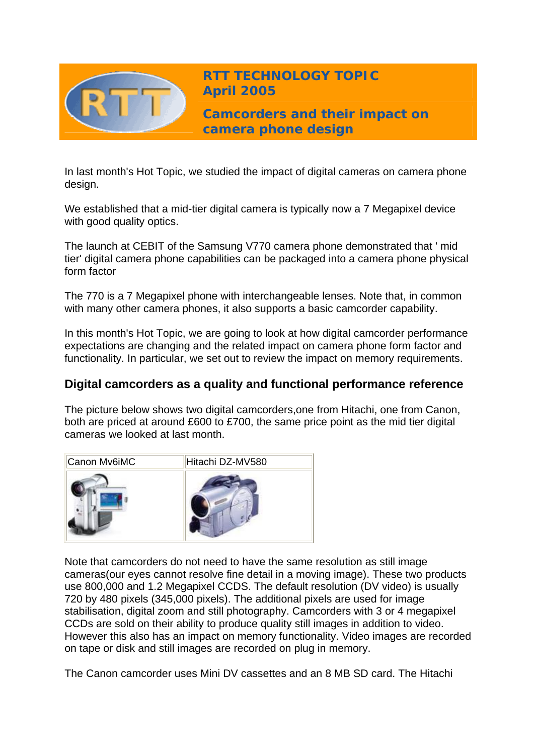# RTT TECHNOLOGY TOPIC
## April 2005

## Camcorders and their impact on camera phone design

In last month's Hot Topic, we studied the impact of digital cameras on camera phone design.

We established that a mid-tier digital camera is typically now a 7 Megapixel device with good quality optics.

The launch at CEBIT of the Samsung V770 camera phone demonstrated that ' mid tier' digital camera phone capabilities can be packaged into a camera phone physical form factor

The 770 is a 7 Megapixel phone with interchangeable lenses. Note that, in common with many other camera phones, it also supports a basic camcorder capability.

In this month's Hot Topic, we are going to look at how digital camcorder performance expectations are changing and the related impact on camera phone form factor and functionality. In particular, we set out to review the impact on memory requirements.

### Digital camcorders as a quality and functional performance reference

The picture below shows two digital camcorders,one from Hitachi, one from Canon, both are priced at around £600 to £700, the same price point as the mid tier digital cameras we looked at last month.

| Canon Mv6iMC | Hitachi DZ-MV580 |
|---|---|
| | |

Note that camcorders do not need to have the same resolution as still image cameras(our eyes cannot resolve fine detail in a moving image). These two products use 800,000 and 1.2 Megapixel CCDS. The default resolution (DV video) is usually 720 by 480 pixels (345,000 pixels). The additional pixels are used for image stabilisation, digital zoom and still photography. Camcorders with 3 or 4 megapixel CCDs are sold on their ability to produce quality still images in addition to video. However this also has an impact on memory functionality. Video images are recorded on tape or disk and still images are recorded on plug in memory.

The Canon camcorder uses Mini DV cassettes and an 8 MB SD card. The Hitachi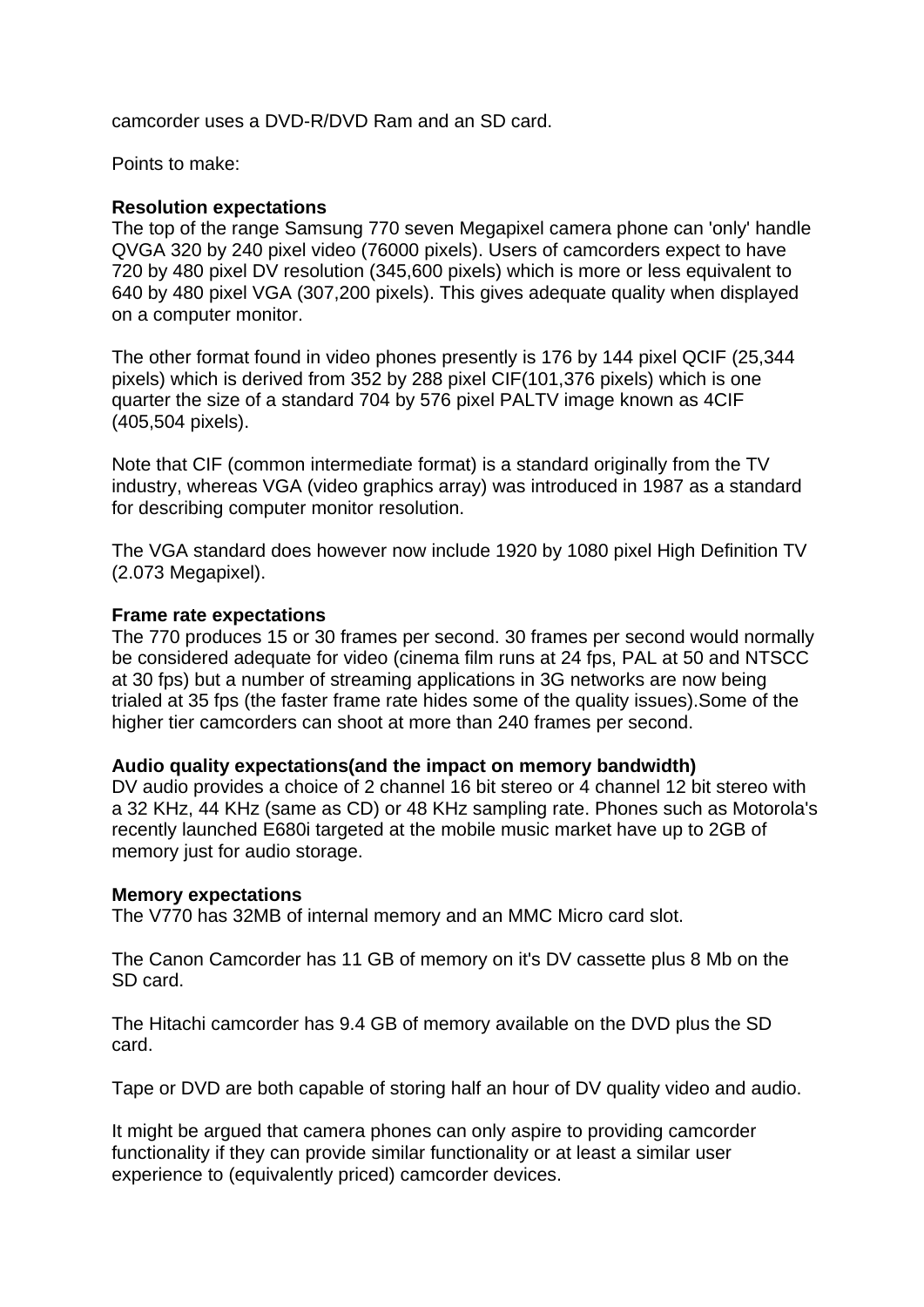camcorder uses a DVD-R/DVD Ram and an SD card.

Points to make:

**Resolution expectations**
The top of the range Samsung 770 seven Megapixel camera phone can 'only' handle QVGA 320 by 240 pixel video (76000 pixels). Users of camcorders expect to have 720 by 480 pixel DV resolution (345,600 pixels) which is more or less equivalent to 640 by 480 pixel VGA (307,200 pixels). This gives adequate quality when displayed on a computer monitor.

The other format found in video phones presently is 176 by 144 pixel QCIF (25,344 pixels) which is derived from 352 by 288 pixel CIF(101,376 pixels) which is one quarter the size of a standard 704 by 576 pixel PALTV image known as 4CIF (405,504 pixels).

Note that CIF (common intermediate format) is a standard originally from the TV industry, whereas VGA (video graphics array) was introduced in 1987 as a standard for describing computer monitor resolution.

The VGA standard does however now include 1920 by 1080 pixel High Definition TV (2.073 Megapixel).

**Frame rate expectations**
The 770 produces 15 or 30 frames per second. 30 frames per second would normally be considered adequate for video (cinema film runs at 24 fps, PAL at 50 and NTSCC at 30 fps) but a number of streaming applications in 3G networks are now being trialed at 35 fps (the faster frame rate hides some of the quality issues).Some of the higher tier camcorders can shoot at more than 240 frames per second.

**Audio quality expectations(and the impact on memory bandwidth)**
DV audio provides a choice of 2 channel 16 bit stereo or 4 channel 12 bit stereo with a 32 KHz, 44 KHz (same as CD) or 48 KHz sampling rate. Phones such as Motorola's recently launched E680i targeted at the mobile music market have up to 2GB of memory just for audio storage.

**Memory expectations**
The V770 has 32MB of internal memory and an MMC Micro card slot.

The Canon Camcorder has 11 GB of memory on it's DV cassette plus 8 Mb on the SD card.

The Hitachi camcorder has 9.4 GB of memory available on the DVD plus the SD card.

Tape or DVD are both capable of storing half an hour of DV quality video and audio.

It might be argued that camera phones can only aspire to providing camcorder functionality if they can provide similar functionality or at least a similar user experience to (equivalently priced) camcorder devices.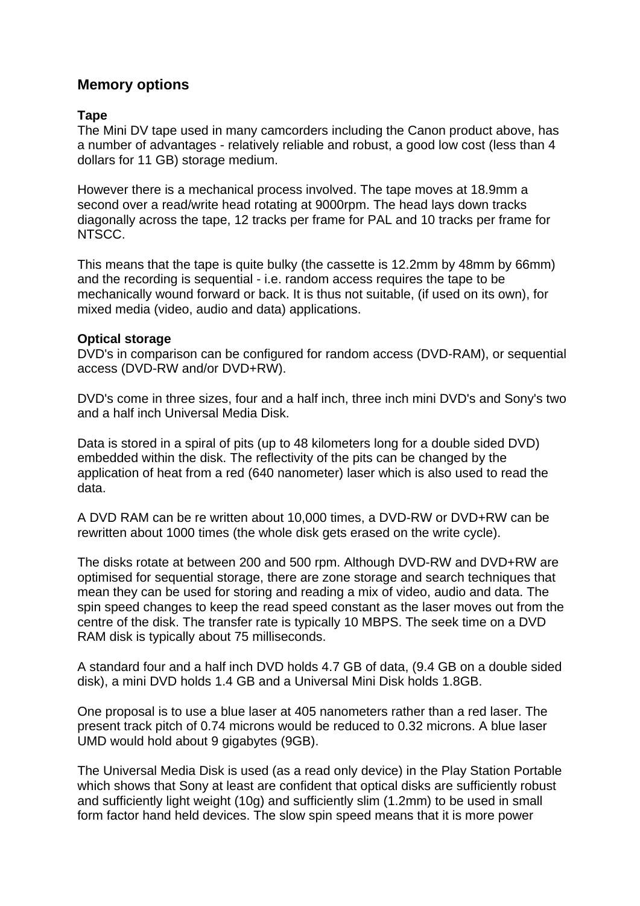## Memory options

**Tape**
The Mini DV tape used in many camcorders including the Canon product above, has a number of advantages - relatively reliable and robust, a good low cost (less than 4 dollars for 11 GB) storage medium.

However there is a mechanical process involved. The tape moves at 18.9mm a second over a read/write head rotating at 9000rpm. The head lays down tracks diagonally across the tape, 12 tracks per frame for PAL and 10 tracks per frame for NTSCC.

This means that the tape is quite bulky (the cassette is 12.2mm by 48mm by 66mm) and the recording is sequential - i.e. random access requires the tape to be mechanically wound forward or back. It is thus not suitable, (if used on its own), for mixed media (video, audio and data) applications.

**Optical storage**
DVD's in comparison can be configured for random access (DVD-RAM), or sequential access (DVD-RW and/or DVD+RW).

DVD's come in three sizes, four and a half inch, three inch mini DVD's and Sony's two and a half inch Universal Media Disk.

Data is stored in a spiral of pits (up to 48 kilometers long for a double sided DVD) embedded within the disk. The reflectivity of the pits can be changed by the application of heat from a red (640 nanometer) laser which is also used to read the data.

A DVD RAM can be re written about 10,000 times, a DVD-RW or DVD+RW can be rewritten about 1000 times (the whole disk gets erased on the write cycle).

The disks rotate at between 200 and 500 rpm. Although DVD-RW and DVD+RW are optimised for sequential storage, there are zone storage and search techniques that mean they can be used for storing and reading a mix of video, audio and data. The spin speed changes to keep the read speed constant as the laser moves out from the centre of the disk. The transfer rate is typically 10 MBPS. The seek time on a DVD RAM disk is typically about 75 milliseconds.

A standard four and a half inch DVD holds 4.7 GB of data, (9.4 GB on a double sided disk), a mini DVD holds 1.4 GB and a Universal Mini Disk holds 1.8GB.

One proposal is to use a blue laser at 405 nanometers rather than a red laser. The present track pitch of 0.74 microns would be reduced to 0.32 microns. A blue laser UMD would hold about 9 gigabytes (9GB).

The Universal Media Disk is used (as a read only device) in the Play Station Portable which shows that Sony at least are confident that optical disks are sufficiently robust and sufficiently light weight (10g) and sufficiently slim (1.2mm) to be used in small form factor hand held devices. The slow spin speed means that it is more power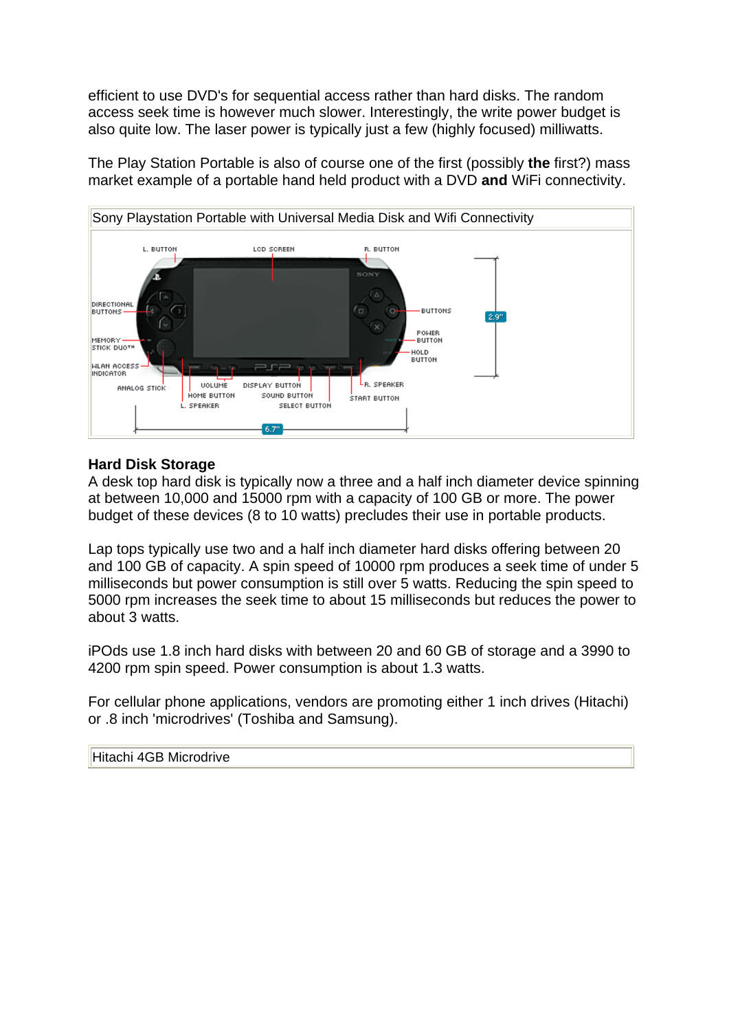efficient to use DVD's for sequential access rather than hard disks. The random access seek time is however much slower. Interestingly, the write power budget is also quite low. The laser power is typically just a few (highly focused) milliwatts.

The Play Station Portable is also of course one of the first (possibly **the** first?) mass market example of a portable hand held product with a DVD **and** WiFi connectivity.

| Sony Playstation Portable with Universal Media Disk and Wifi Connectivity |
| --- |

### Hard Disk Storage

A desk top hard disk is typically now a three and a half inch diameter device spinning at between 10,000 and 15000 rpm with a capacity of 100 GB or more. The power budget of these devices (8 to 10 watts) precludes their use in portable products.

Lap tops typically use two and a half inch diameter hard disks offering between 20 and 100 GB of capacity. A spin speed of 10000 rpm produces a seek time of under 5 milliseconds but power consumption is still over 5 watts. Reducing the spin speed to 5000 rpm increases the seek time to about 15 milliseconds but reduces the power to about 3 watts.

iPOds use 1.8 inch hard disks with between 20 and 60 GB of storage and a 3990 to 4200 rpm spin speed. Power consumption is about 1.3 watts.

For cellular phone applications, vendors are promoting either 1 inch drives (Hitachi) or .8 inch 'microdrives' (Toshiba and Samsung).

| Hitachi 4GB Microdrive |
| --- |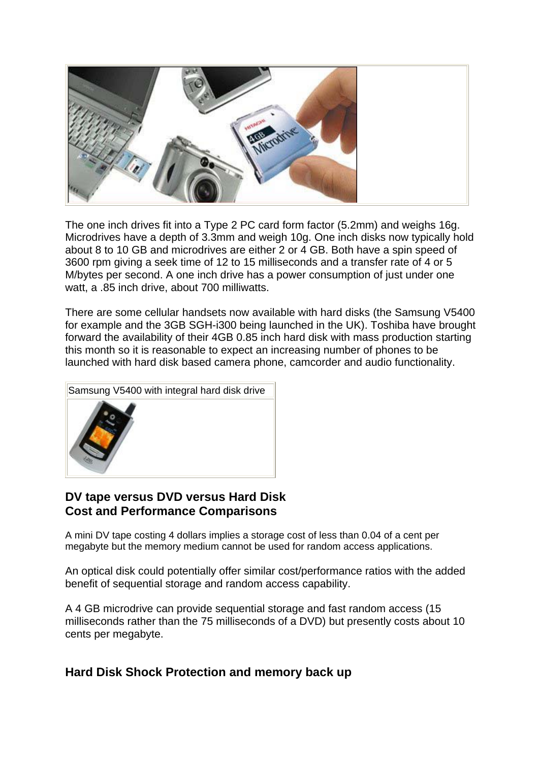The one inch drives fit into a Type 2 PC card form factor (5.2mm) and weighs 16g. Microdrives have a depth of 3.3mm and weigh 10g. One inch disks now typically hold about 8 to 10 GB and microdrives are either 2 or 4 GB. Both have a spin speed of 3600 rpm giving a seek time of 12 to 15 milliseconds and a transfer rate of 4 or 5 M/bytes per second. A one inch drive has a power consumption of just under one watt, a .85 inch drive, about 700 milliwatts.

There are some cellular handsets now available with hard disks (the Samsung V5400 for example and the 3GB SGH-i300 being launched in the UK). Toshiba have brought forward the availability of their 4GB 0.85 inch hard disk with mass production starting this month so it is reasonable to expect an increasing number of phones to be launched with hard disk based camera phone, camcorder and audio functionality.

Samsung V5400 with integral hard disk drive

## DV tape versus DVD versus Hard Disk Cost and Performance Comparisons

A mini DV tape costing 4 dollars implies a storage cost of less than 0.04 of a cent per megabyte but the memory medium cannot be used for random access applications.

An optical disk could potentially offer similar cost/performance ratios with the added benefit of sequential storage and random access capability.

A 4 GB microdrive can provide sequential storage and fast random access (15 milliseconds rather than the 75 milliseconds of a DVD) but presently costs about 10 cents per megabyte.

## Hard Disk Shock Protection and memory back up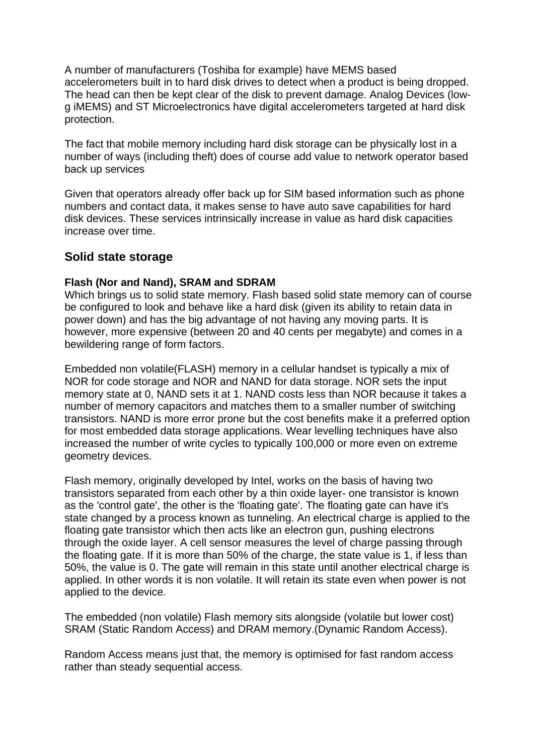A number of manufacturers (Toshiba for example) have MEMS based accelerometers built in to hard disk drives to detect when a product is being dropped. The head can then be kept clear of the disk to prevent damage. Analog Devices (low-g iMEMS) and ST Microelectronics have digital accelerometers targeted at hard disk protection.

The fact that mobile memory including hard disk storage can be physically lost in a number of ways (including theft) does of course add value to network operator based back up services

Given that operators already offer back up for SIM based information such as phone numbers and contact data, it makes sense to have auto save capabilities for hard disk devices. These services intrinsically increase in value as hard disk capacities increase over time.

## Solid state storage

**Flash (Nor and Nand), SRAM and SDRAM**

Which brings us to solid state memory. Flash based solid state memory can of course be configured to look and behave like a hard disk (given its ability to retain data in power down) and has the big advantage of not having any moving parts. It is however, more expensive (between 20 and 40 cents per megabyte) and comes in a bewildering range of form factors.

Embedded non volatile(FLASH) memory in a cellular handset is typically a mix of NOR for code storage and NOR and NAND for data storage. NOR sets the input memory state at 0, NAND sets it at 1. NAND costs less than NOR because it takes a number of memory capacitors and matches them to a smaller number of switching transistors. NAND is more error prone but the cost benefits make it a preferred option for most embedded data storage applications. Wear levelling techniques have also increased the number of write cycles to typically 100,000 or more even on extreme geometry devices.

Flash memory, originally developed by Intel, works on the basis of having two transistors separated from each other by a thin oxide layer- one transistor is known as the 'control gate', the other is the 'floating gate'. The floating gate can have it's state changed by a process known as tunneling. An electrical charge is applied to the floating gate transistor which then acts like an electron gun, pushing electrons through the oxide layer. A cell sensor measures the level of charge passing through the floating gate. If it is more than 50% of the charge, the state value is 1, if less than 50%, the value is 0. The gate will remain in this state until another electrical charge is applied. In other words it is non volatile. It will retain its state even when power is not applied to the device.

The embedded (non volatile) Flash memory sits alongside (volatile but lower cost) SRAM (Static Random Access) and DRAM memory.(Dynamic Random Access).

Random Access means just that, the memory is optimised for fast random access rather than steady sequential access.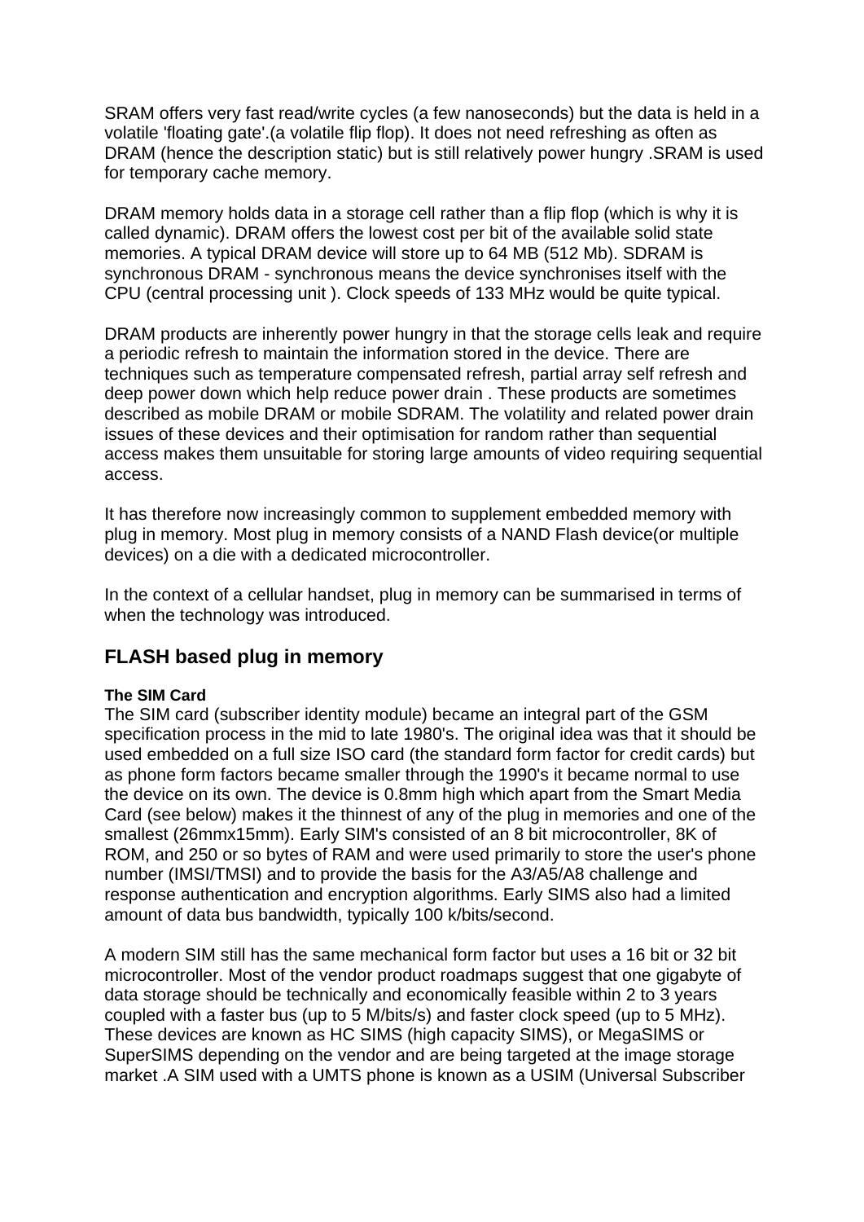SRAM offers very fast read/write cycles (a few nanoseconds) but the data is held in a volatile 'floating gate'.(a volatile flip flop). It does not need refreshing as often as DRAM (hence the description static) but is still relatively power hungry .SRAM is used for temporary cache memory.

DRAM memory holds data in a storage cell rather than a flip flop (which is why it is called dynamic). DRAM offers the lowest cost per bit of the available solid state memories. A typical DRAM device will store up to 64 MB (512 Mb). SDRAM is synchronous DRAM - synchronous means the device synchronises itself with the CPU (central processing unit ). Clock speeds of 133 MHz would be quite typical.

DRAM products are inherently power hungry in that the storage cells leak and require a periodic refresh to maintain the information stored in the device. There are techniques such as temperature compensated refresh, partial array self refresh and deep power down which help reduce power drain . These products are sometimes described as mobile DRAM or mobile SDRAM. The volatility and related power drain issues of these devices and their optimisation for random rather than sequential access makes them unsuitable for storing large amounts of video requiring sequential access.

It has therefore now increasingly common to supplement embedded memory with plug in memory. Most plug in memory consists of a NAND Flash device(or multiple devices) on a die with a dedicated microcontroller.

In the context of a cellular handset, plug in memory can be summarised in terms of when the technology was introduced.

## FLASH based plug in memory

#### The SIM Card

The SIM card (subscriber identity module) became an integral part of the GSM specification process in the mid to late 1980's. The original idea was that it should be used embedded on a full size ISO card (the standard form factor for credit cards) but as phone form factors became smaller through the 1990's it became normal to use the device on its own. The device is 0.8mm high which apart from the Smart Media Card (see below) makes it the thinnest of any of the plug in memories and one of the smallest (26mmx15mm). Early SIM's consisted of an 8 bit microcontroller, 8K of ROM, and 250 or so bytes of RAM and were used primarily to store the user's phone number (IMSI/TMSI) and to provide the basis for the A3/A5/A8 challenge and response authentication and encryption algorithms. Early SIMS also had a limited amount of data bus bandwidth, typically 100 k/bits/second.

A modern SIM still has the same mechanical form factor but uses a 16 bit or 32 bit microcontroller. Most of the vendor product roadmaps suggest that one gigabyte of data storage should be technically and economically feasible within 2 to 3 years coupled with a faster bus (up to 5 M/bits/s) and faster clock speed (up to 5 MHz). These devices are known as HC SIMS (high capacity SIMS), or MegaSIMS or SuperSIMS depending on the vendor and are being targeted at the image storage market .A SIM used with a UMTS phone is known as a USIM (Universal Subscriber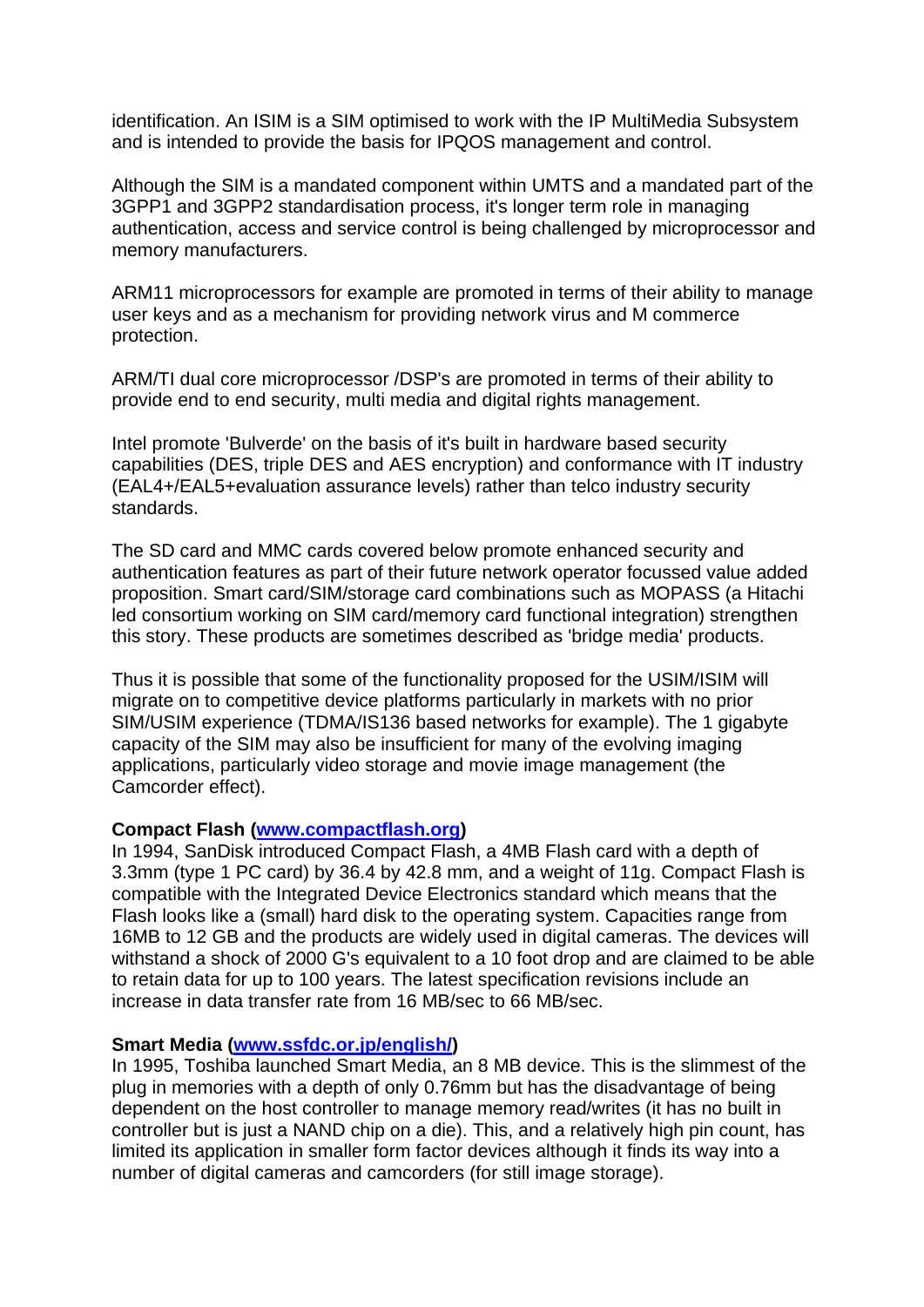identification. An ISIM is a SIM optimised to work with the IP MultiMedia Subsystem and is intended to provide the basis for IPQOS management and control.

Although the SIM is a mandated component within UMTS and a mandated part of the 3GPP1 and 3GPP2 standardisation process, it's longer term role in managing authentication, access and service control is being challenged by microprocessor and memory manufacturers.

ARM11 microprocessors for example are promoted in terms of their ability to manage user keys and as a mechanism for providing network virus and M commerce protection.

ARM/TI dual core microprocessor /DSP's are promoted in terms of their ability to provide end to end security, multi media and digital rights management.

Intel promote 'Bulverde' on the basis of it's built in hardware based security capabilities (DES, triple DES and AES encryption) and conformance with IT industry (EAL4+/EAL5+evaluation assurance levels) rather than telco industry security standards.

The SD card and MMC cards covered below promote enhanced security and authentication features as part of their future network operator focussed value added proposition. Smart card/SIM/storage card combinations such as MOPASS (a Hitachi led consortium working on SIM card/memory card functional integration) strengthen this story. These products are sometimes described as 'bridge media' products.

Thus it is possible that some of the functionality proposed for the USIM/ISIM will migrate on to competitive device platforms particularly in markets with no prior SIM/USIM experience (TDMA/IS136 based networks for example). The 1 gigabyte capacity of the SIM may also be insufficient for many of the evolving imaging applications, particularly video storage and movie image management (the Camcorder effect).

**Compact Flash ([www.compactflash.org](www.compactflash.org))**
In 1994, SanDisk introduced Compact Flash, a 4MB Flash card with a depth of 3.3mm (type 1 PC card) by 36.4 by 42.8 mm, and a weight of 11g. Compact Flash is compatible with the Integrated Device Electronics standard which means that the Flash looks like a (small) hard disk to the operating system. Capacities range from 16MB to 12 GB and the products are widely used in digital cameras. The devices will withstand a shock of 2000 G's equivalent to a 10 foot drop and are claimed to be able to retain data for up to 100 years. The latest specification revisions include an increase in data transfer rate from 16 MB/sec to 66 MB/sec.

**Smart Media ([www.ssfdc.or.jp/english/](www.ssfdc.or.jp/english/))**
In 1995, Toshiba launched Smart Media, an 8 MB device. This is the slimmest of the plug in memories with a depth of only 0.76mm but has the disadvantage of being dependent on the host controller to manage memory read/writes (it has no built in controller but is just a NAND chip on a die). This, and a relatively high pin count, has limited its application in smaller form factor devices although it finds its way into a number of digital cameras and camcorders (for still image storage).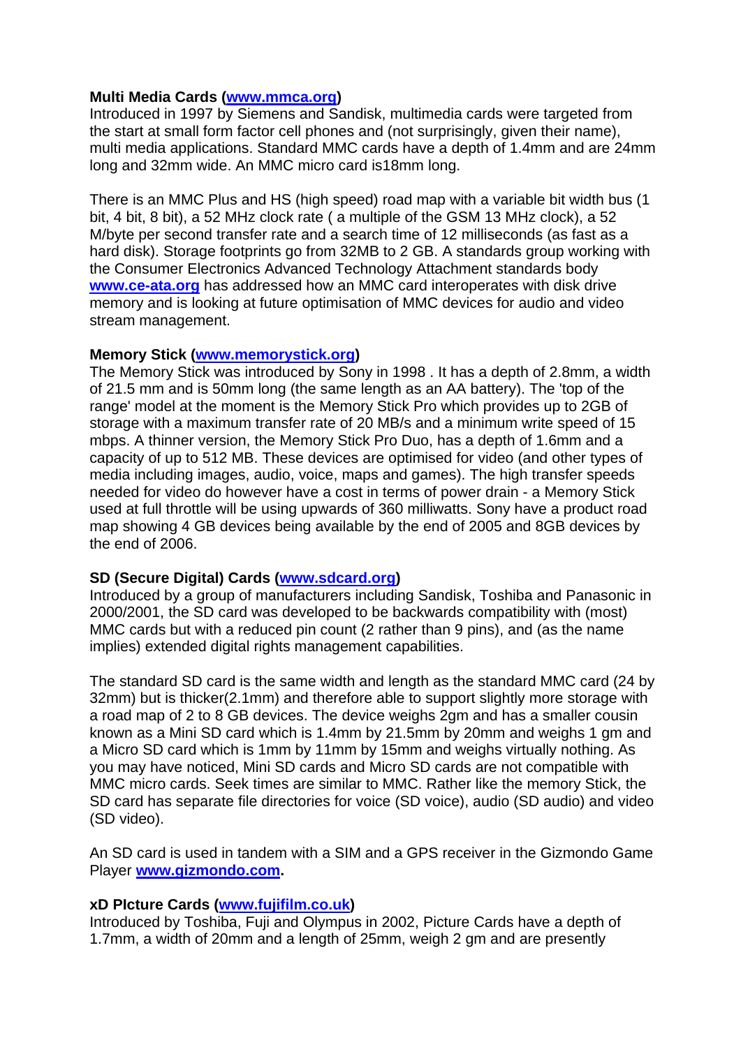**Multi Media Cards (www.mmca.org)**
Introduced in 1997 by Siemens and Sandisk, multimedia cards were targeted from the start at small form factor cell phones and (not surprisingly, given their name), multi media applications. Standard MMC cards have a depth of 1.4mm and are 24mm long and 32mm wide. An MMC micro card is18mm long.

There is an MMC Plus and HS (high speed) road map with a variable bit width bus (1 bit, 4 bit, 8 bit), a 52 MHz clock rate ( a multiple of the GSM 13 MHz clock), a 52 M/byte per second transfer rate and a search time of 12 milliseconds (as fast as a hard disk). Storage footprints go from 32MB to 2 GB. A standards group working with the Consumer Electronics Advanced Technology Attachment standards body **www.ce-ata.org** has addressed how an MMC card interoperates with disk drive memory and is looking at future optimisation of MMC devices for audio and video stream management.

**Memory Stick (www.memorystick.org)**
The Memory Stick was introduced by Sony in 1998 . It has a depth of 2.8mm, a width of 21.5 mm and is 50mm long (the same length as an AA battery). The 'top of the range' model at the moment is the Memory Stick Pro which provides up to 2GB of storage with a maximum transfer rate of 20 MB/s and a minimum write speed of 15 mbps. A thinner version, the Memory Stick Pro Duo, has a depth of 1.6mm and a capacity of up to 512 MB. These devices are optimised for video (and other types of media including images, audio, voice, maps and games). The high transfer speeds needed for video do however have a cost in terms of power drain - a Memory Stick used at full throttle will be using upwards of 360 milliwatts. Sony have a product road map showing 4 GB devices being available by the end of 2005 and 8GB devices by the end of 2006.

**SD (Secure Digital) Cards (www.sdcard.org)**
Introduced by a group of manufacturers including Sandisk, Toshiba and Panasonic in 2000/2001, the SD card was developed to be backwards compatibility with (most) MMC cards but with a reduced pin count (2 rather than 9 pins), and (as the name implies) extended digital rights management capabilities.

The standard SD card is the same width and length as the standard MMC card (24 by 32mm) but is thicker(2.1mm) and therefore able to support slightly more storage with a road map of 2 to 8 GB devices. The device weighs 2gm and has a smaller cousin known as a Mini SD card which is 1.4mm by 21.5mm by 20mm and weighs 1 gm and a Micro SD card which is 1mm by 11mm by 15mm and weighs virtually nothing. As you may have noticed, Mini SD cards and Micro SD cards are not compatible with MMC micro cards. Seek times are similar to MMC. Rather like the memory Stick, the SD card has separate file directories for voice (SD voice), audio (SD audio) and video (SD video).

An SD card is used in tandem with a SIM and a GPS receiver in the Gizmondo Game Player **www.gizmondo.com.**

**xD PIcture Cards (www.fujifilm.co.uk)**
Introduced by Toshiba, Fuji and Olympus in 2002, Picture Cards have a depth of 1.7mm, a width of 20mm and a length of 25mm, weigh 2 gm and are presently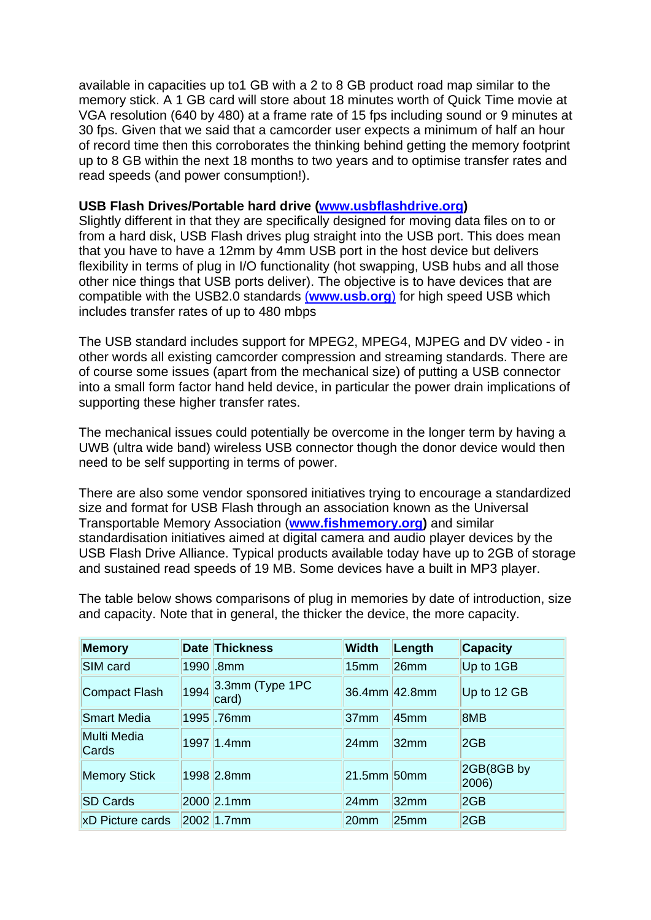available in capacities up to1 GB with a 2 to 8 GB product road map similar to the memory stick. A 1 GB card will store about 18 minutes worth of Quick Time movie at VGA resolution (640 by 480) at a frame rate of 15 fps including sound or 9 minutes at 30 fps. Given that we said that a camcorder user expects a minimum of half an hour of record time then this corroborates the thinking behind getting the memory footprint up to 8 GB within the next 18 months to two years and to optimise transfer rates and read speeds (and power consumption!).

**USB Flash Drives/Portable hard drive (www.usbflashdrive.org)**
Slightly different in that they are specifically designed for moving data files on to or from a hard disk, USB Flash drives plug straight into the USB port. This does mean that you have to have a 12mm by 4mm USB port in the host device but delivers flexibility in terms of plug in I/O functionality (hot swapping, USB hubs and all those other nice things that USB ports deliver). The objective is to have devices that are compatible with the USB2.0 standards (**www.usb.org**) for high speed USB which includes transfer rates of up to 480 mbps

The USB standard includes support for MPEG2, MPEG4, MJPEG and DV video - in other words all existing camcorder compression and streaming standards. There are of course some issues (apart from the mechanical size) of putting a USB connector into a small form factor hand held device, in particular the power drain implications of supporting these higher transfer rates.

The mechanical issues could potentially be overcome in the longer term by having a UWB (ultra wide band) wireless USB connector though the donor device would then need to be self supporting in terms of power.

There are also some vendor sponsored initiatives trying to encourage a standardized size and format for USB Flash through an association known as the Universal Transportable Memory Association (**www.fishmemory.org**) and similar standardisation initiatives aimed at digital camera and audio player devices by the USB Flash Drive Alliance. Typical products available today have up to 2GB of storage and sustained read speeds of 19 MB. Some devices have a built in MP3 player.

The table below shows comparisons of plug in memories by date of introduction, size and capacity. Note that in general, the thicker the device, the more capacity.

| Memory | Date | Thickness | Width | Length | Capacity |
|---|---|---|---|---|---|
| SIM card | 1990 | .8mm | 15mm | 26mm | Up to 1GB |
| Compact Flash | 1994 | 3.3mm (Type 1PC card) | 36.4mm | 42.8mm | Up to 12 GB |
| Smart Media | 1995 | .76mm | 37mm | 45mm | 8MB |
| Multi Media Cards | 1997 | 1.4mm | 24mm | 32mm | 2GB |
| Memory Stick | 1998 | 2.8mm | 21.5mm | 50mm | 2GB(8GB by 2006) |
| SD Cards | 2000 | 2.1mm | 24mm | 32mm | 2GB |
| xD Picture cards | 2002 | 1.7mm | 20mm | 25mm | 2GB |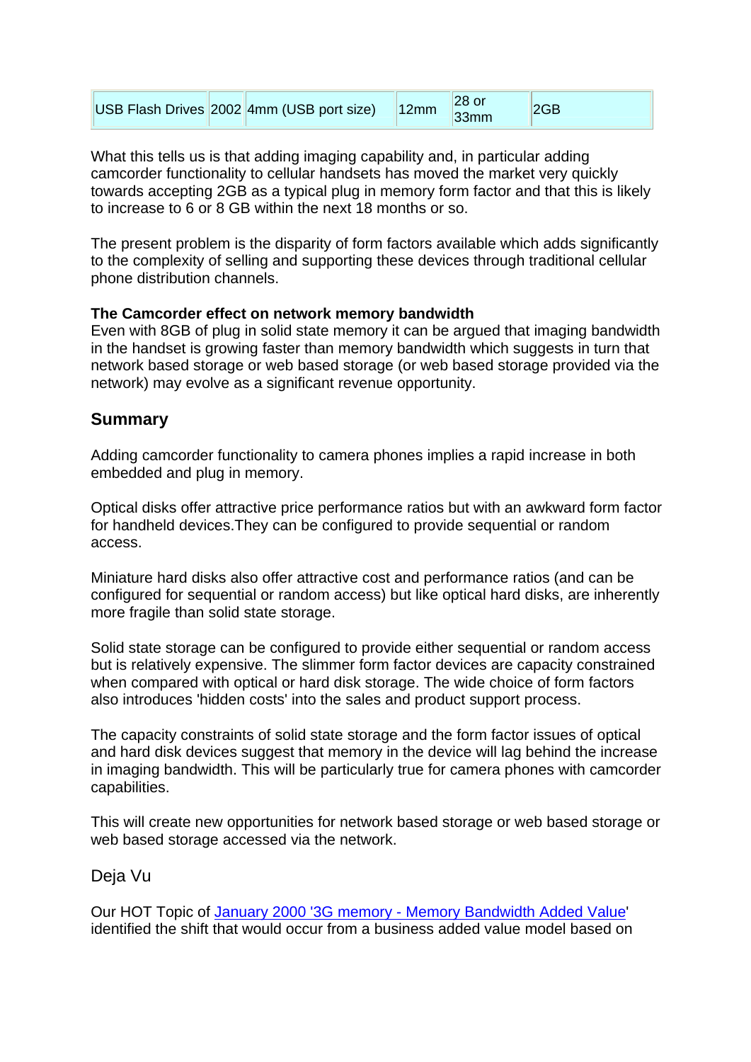| USB Flash Drives | 2002 | 4mm (USB port size) | 12mm | 28 or 33mm | 2GB |
|---|---|---|---|---|---|

What this tells us is that adding imaging capability and, in particular adding camcorder functionality to cellular handsets has moved the market very quickly towards accepting 2GB as a typical plug in memory form factor and that this is likely to increase to 6 or 8 GB within the next 18 months or so.

The present problem is the disparity of form factors available which adds significantly to the complexity of selling and supporting these devices through traditional cellular phone distribution channels.

**The Camcorder effect on network memory bandwidth**
Even with 8GB of plug in solid state memory it can be argued that imaging bandwidth in the handset is growing faster than memory bandwidth which suggests in turn that network based storage or web based storage (or web based storage provided via the network) may evolve as a significant revenue opportunity.

## Summary

Adding camcorder functionality to camera phones implies a rapid increase in both embedded and plug in memory.

Optical disks offer attractive price performance ratios but with an awkward form factor for handheld devices.They can be configured to provide sequential or random access.

Miniature hard disks also offer attractive cost and performance ratios (and can be configured for sequential or random access) but like optical hard disks, are inherently more fragile than solid state storage.

Solid state storage can be configured to provide either sequential or random access but is relatively expensive. The slimmer form factor devices are capacity constrained when compared with optical or hard disk storage. The wide choice of form factors also introduces 'hidden costs' into the sales and product support process.

The capacity constraints of solid state storage and the form factor issues of optical and hard disk devices suggest that memory in the device will lag behind the increase in imaging bandwidth. This will be particularly true for camera phones with camcorder capabilities.

This will create new opportunities for network based storage or web based storage or web based storage accessed via the network.

Deja Vu

Our HOT Topic of [January 2000 '3G memory - Memory Bandwidth Added Value]' identified the shift that would occur from a business added value model based on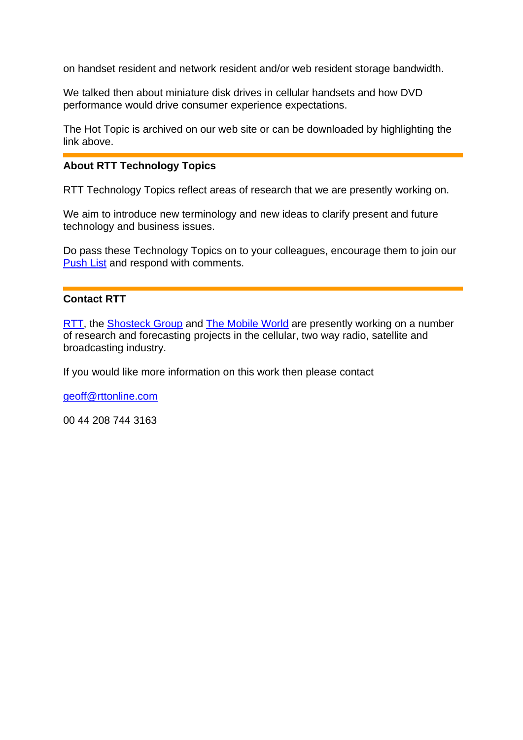on handset resident and network resident and/or web resident storage bandwidth.

We talked then about miniature disk drives in cellular handsets and how DVD performance would drive consumer experience expectations.

The Hot Topic is archived on our web site or can be downloaded by highlighting the link above.

---

**About RTT Technology Topics**

RTT Technology Topics reflect areas of research that we are presently working on.

We aim to introduce new terminology and new ideas to clarify present and future technology and business issues.

Do pass these Technology Topics on to your colleagues, encourage them to join our Push List and respond with comments.

---

**Contact RTT**

RTT, the Shosteck Group and The Mobile World are presently working on a number of research and forecasting projects in the cellular, two way radio, satellite and broadcasting industry.

If you would like more information on this work then please contact

geoff@rttonline.com

00 44 208 744 3163